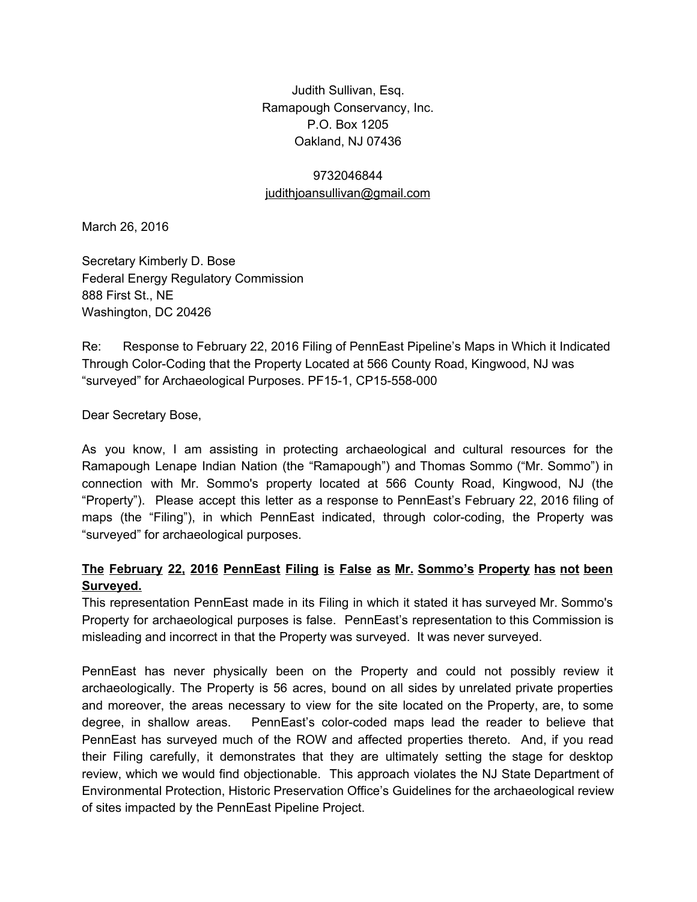Judith Sullivan, Esq.  
Ramapough Conservancy, Inc.  
P.O. Box 1205  
Oakland, NJ 07436

9732046844  
judithjoansullivan@gmail.com

March 26, 2016

Secretary Kimberly D. Bose  
Federal Energy Regulatory Commission  
888 First St., NE  
Washington, DC 20426

Re: Response to February 22, 2016 Filing of PennEast Pipeline's Maps in Which it Indicated Through Color-Coding that the Property Located at 566 County Road, Kingwood, NJ was "surveyed" for Archaeological Purposes. PF15-1, CP15-558-000

Dear Secretary Bose,

As you know, I am assisting in protecting archaeological and cultural resources for the Ramapough Lenape Indian Nation (the "Ramapough") and Thomas Sommo ("Mr. Sommo") in connection with Mr. Sommo's property located at 566 County Road, Kingwood, NJ (the "Property"). Please accept this letter as a response to PennEast's February 22, 2016 filing of maps (the "Filing"), in which PennEast indicated, through color-coding, the Property was "surveyed" for archaeological purposes.

**The February 22, 2016 PennEast Filing is False as Mr. Sommo's Property has not been Surveyed.**

This representation PennEast made in its Filing in which it stated it has surveyed Mr. Sommo's Property for archaeological purposes is false. PennEast's representation to this Commission is misleading and incorrect in that the Property was surveyed. It was never surveyed.

PennEast has never physically been on the Property and could not possibly review it archaeologically. The Property is 56 acres, bound on all sides by unrelated private properties and moreover, the areas necessary to view for the site located on the Property, are, to some degree, in shallow areas. PennEast's color-coded maps lead the reader to believe that PennEast has surveyed much of the ROW and affected properties thereto. And, if you read their Filing carefully, it demonstrates that they are ultimately setting the stage for desktop review, which we would find objectionable. This approach violates the NJ State Department of Environmental Protection, Historic Preservation Office's Guidelines for the archaeological review of sites impacted by the PennEast Pipeline Project.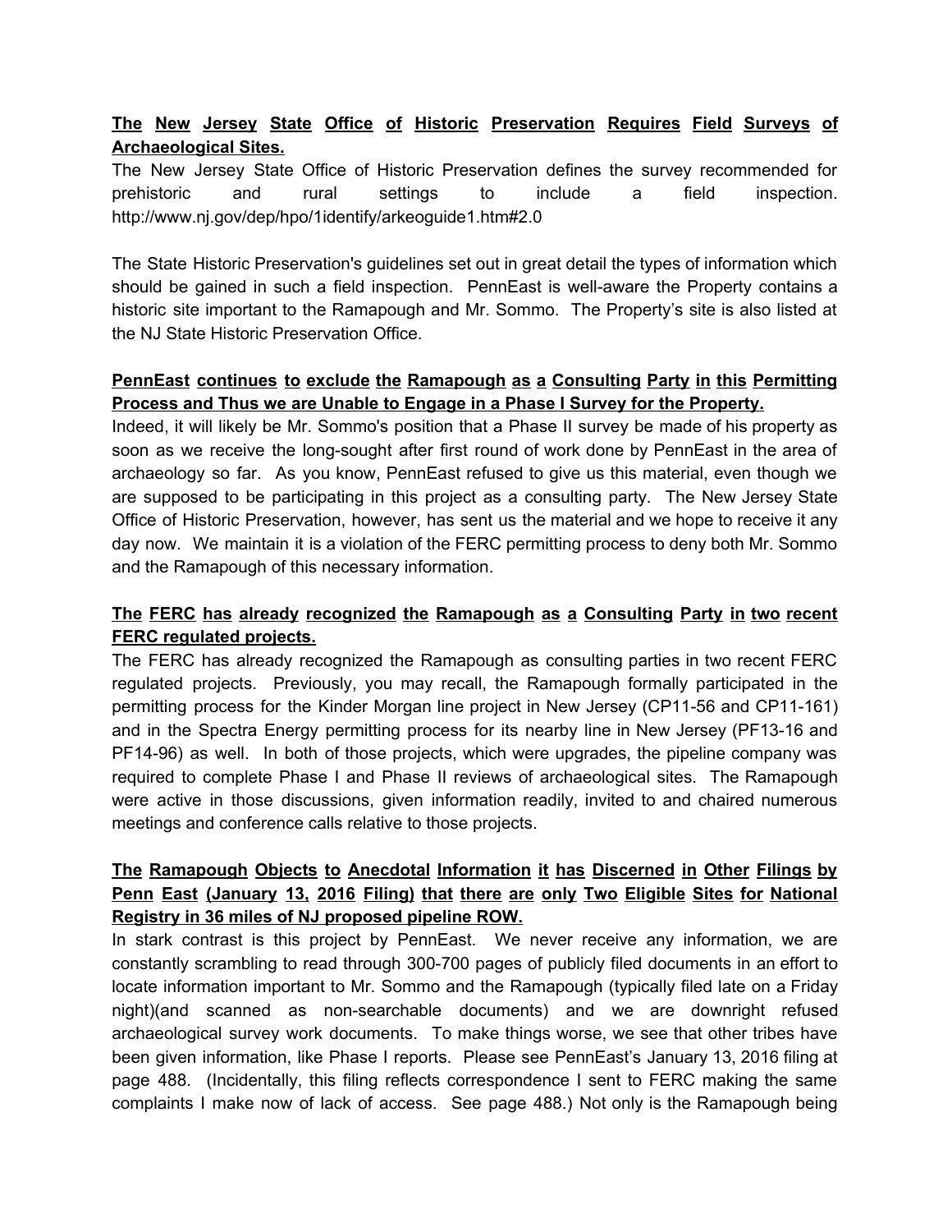**The New Jersey State Office of Historic Preservation Requires Field Surveys of Archaeological Sites.**

The New Jersey State Office of Historic Preservation defines the survey recommended for prehistoric and rural settings to include a field inspection. http://www.nj.gov/dep/hpo/1identify/arkeoguide1.htm#2.0

The State Historic Preservation's guidelines set out in great detail the types of information which should be gained in such a field inspection. PennEast is well-aware the Property contains a historic site important to the Ramapough and Mr. Sommo. The Property's site is also listed at the NJ State Historic Preservation Office.

**PennEast continues to exclude the Ramapough as a Consulting Party in this Permitting Process and Thus we are Unable to Engage in a Phase I Survey for the Property.**

Indeed, it will likely be Mr. Sommo's position that a Phase II survey be made of his property as soon as we receive the long-sought after first round of work done by PennEast in the area of archaeology so far. As you know, PennEast refused to give us this material, even though we are supposed to be participating in this project as a consulting party. The New Jersey State Office of Historic Preservation, however, has sent us the material and we hope to receive it any day now. We maintain it is a violation of the FERC permitting process to deny both Mr. Sommo and the Ramapough of this necessary information.

**The FERC has already recognized the Ramapough as a Consulting Party in two recent FERC regulated projects.**

The FERC has already recognized the Ramapough as consulting parties in two recent FERC regulated projects. Previously, you may recall, the Ramapough formally participated in the permitting process for the Kinder Morgan line project in New Jersey (CP11-56 and CP11-161) and in the Spectra Energy permitting process for its nearby line in New Jersey (PF13-16 and PF14-96) as well. In both of those projects, which were upgrades, the pipeline company was required to complete Phase I and Phase II reviews of archaeological sites. The Ramapough were active in those discussions, given information readily, invited to and chaired numerous meetings and conference calls relative to those projects.

**The Ramapough Objects to Anecdotal Information it has Discerned in Other Filings by Penn East (January 13, 2016 Filing) that there are only Two Eligible Sites for National Registry in 36 miles of NJ proposed pipeline ROW.**

In stark contrast is this project by PennEast. We never receive any information, we are constantly scrambling to read through 300-700 pages of publicly filed documents in an effort to locate information important to Mr. Sommo and the Ramapough (typically filed late on a Friday night)(and scanned as non-searchable documents) and we are downright refused archaeological survey work documents. To make things worse, we see that other tribes have been given information, like Phase I reports. Please see PennEast's January 13, 2016 filing at page 488. (Incidentally, this filing reflects correspondence I sent to FERC making the same complaints I make now of lack of access. See page 488.) Not only is the Ramapough being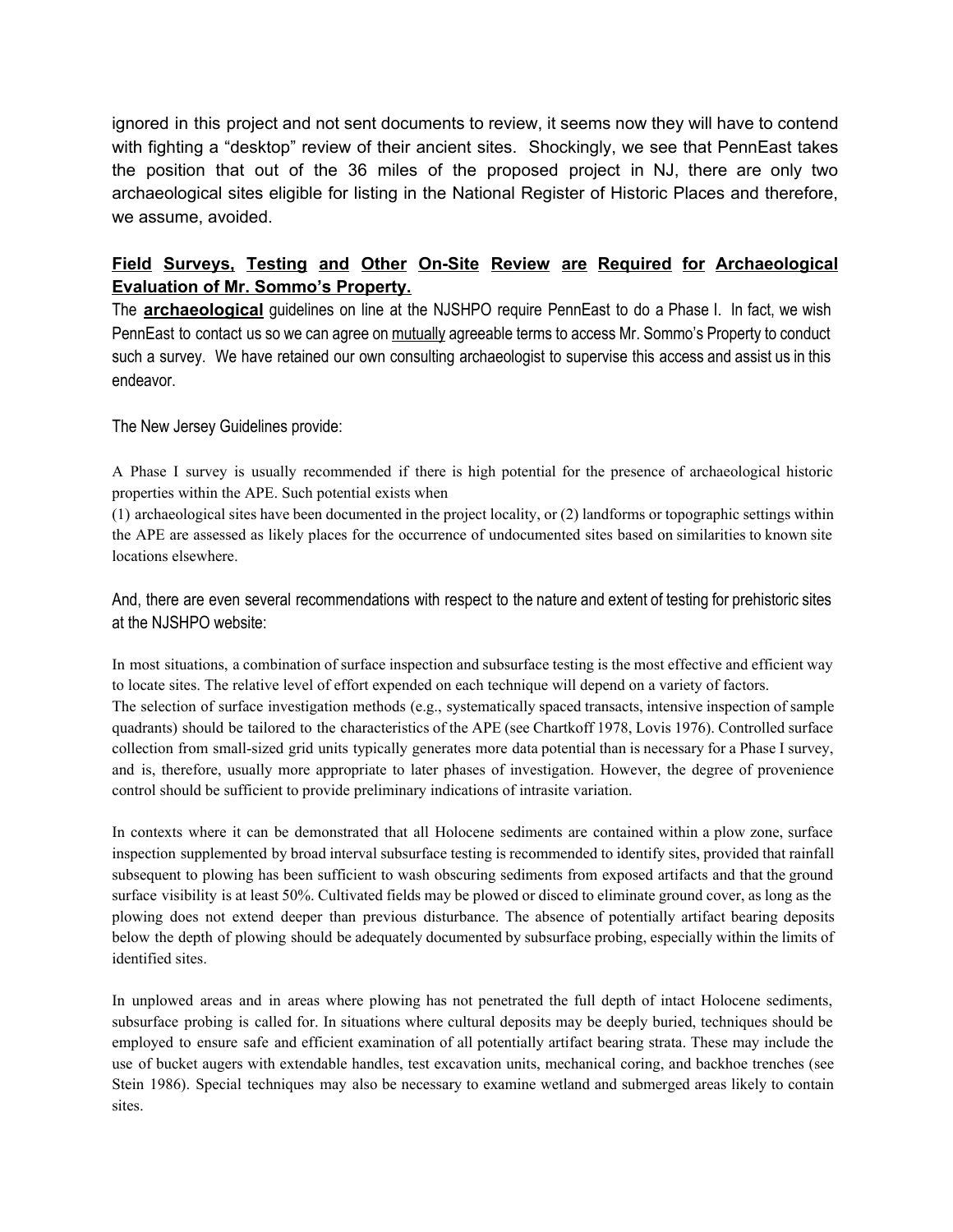ignored in this project and not sent documents to review, it seems now they will have to contend with fighting a "desktop" review of their ancient sites. Shockingly, we see that PennEast takes the position that out of the 36 miles of the proposed project in NJ, there are only two archaeological sites eligible for listing in the National Register of Historic Places and therefore, we assume, avoided.

**<u>Field Surveys, Testing and Other On-Site Review are Required for Archaeological Evaluation of Mr. Sommo's Property.</u>**

The **<u>archaeological</u>** guidelines on line at the NJSHPO require PennEast to do a Phase I. In fact, we wish PennEast to contact us so we can agree on <u>mutually</u> agreeable terms to access Mr. Sommo's Property to conduct such a survey. We have retained our own consulting archaeologist to supervise this access and assist us in this endeavor.

The New Jersey Guidelines provide:

A Phase I survey is usually recommended if there is high potential for the presence of archaeological historic properties within the APE. Such potential exists when
(1) archaeological sites have been documented in the project locality, or (2) landforms or topographic settings within the APE are assessed as likely places for the occurrence of undocumented sites based on similarities to known site locations elsewhere.

And, there are even several recommendations with respect to the nature and extent of testing for prehistoric sites at the NJSHPO website:

In most situations, a combination of surface inspection and subsurface testing is the most effective and efficient way to locate sites. The relative level of effort expended on each technique will depend on a variety of factors.
The selection of surface investigation methods (e.g., systematically spaced transacts, intensive inspection of sample quadrants) should be tailored to the characteristics of the APE (see Chartkoff 1978, Lovis 1976). Controlled surface collection from small-sized grid units typically generates more data potential than is necessary for a Phase I survey, and is, therefore, usually more appropriate to later phases of investigation. However, the degree of provenience control should be sufficient to provide preliminary indications of intrasite variation.

In contexts where it can be demonstrated that all Holocene sediments are contained within a plow zone, surface inspection supplemented by broad interval subsurface testing is recommended to identify sites, provided that rainfall subsequent to plowing has been sufficient to wash obscuring sediments from exposed artifacts and that the ground surface visibility is at least 50%. Cultivated fields may be plowed or disced to eliminate ground cover, as long as the plowing does not extend deeper than previous disturbance. The absence of potentially artifact bearing deposits below the depth of plowing should be adequately documented by subsurface probing, especially within the limits of identified sites.

In unplowed areas and in areas where plowing has not penetrated the full depth of intact Holocene sediments, subsurface probing is called for. In situations where cultural deposits may be deeply buried, techniques should be employed to ensure safe and efficient examination of all potentially artifact bearing strata. These may include the use of bucket augers with extendable handles, test excavation units, mechanical coring, and backhoe trenches (see Stein 1986). Special techniques may also be necessary to examine wetland and submerged areas likely to contain sites.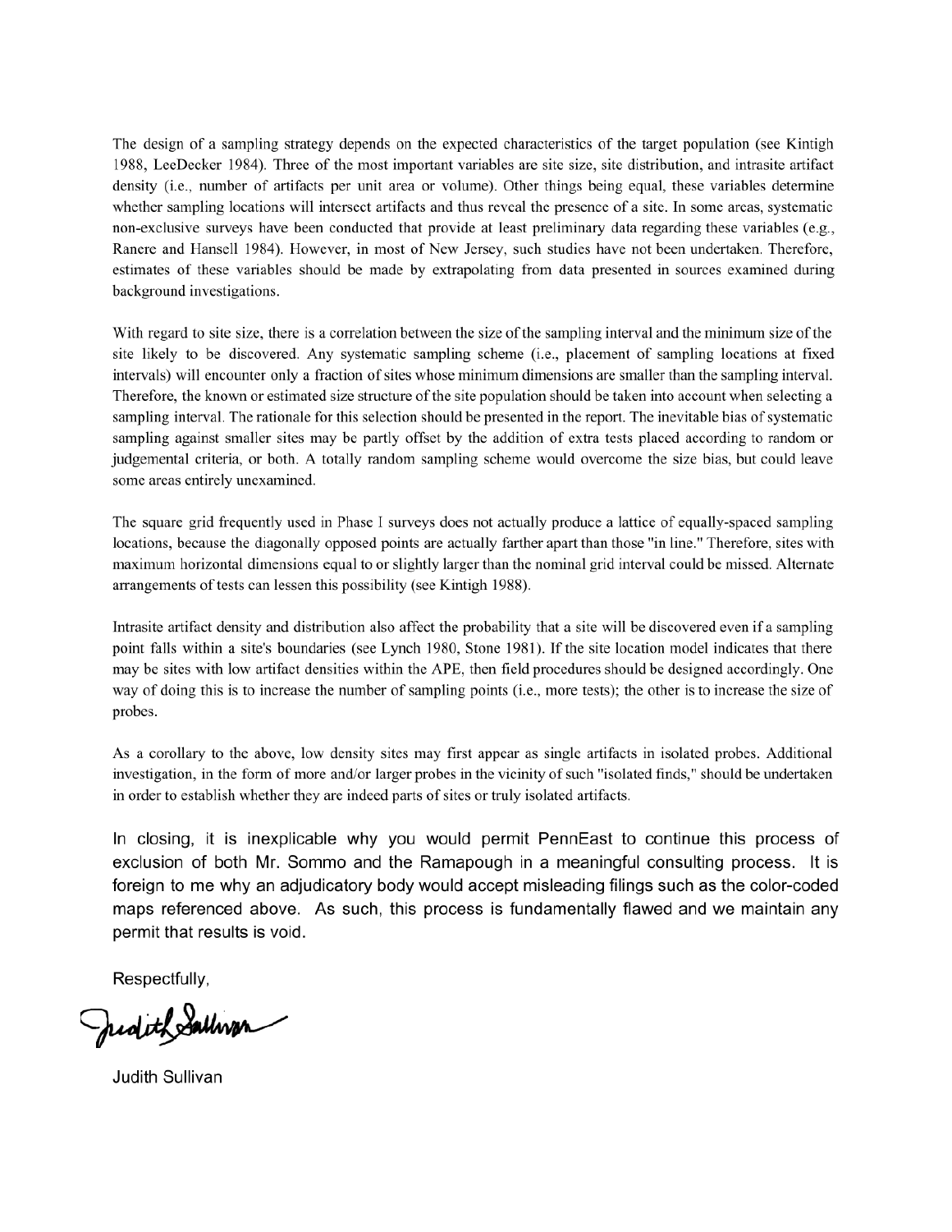The design of a sampling strategy depends on the expected characteristics of the target population (see Kintigh 1988, LeeDecker 1984). Three of the most important variables are site size, site distribution, and intrasite artifact density (i.e., number of artifacts per unit area or volume). Other things being equal, these variables determine whether sampling locations will intersect artifacts and thus reveal the presence of a site. In some areas, systematic non-exclusive surveys have been conducted that provide at least preliminary data regarding these variables (e.g., Ranere and Hansell 1984). However, in most of New Jersey, such studies have not been undertaken. Therefore, estimates of these variables should be made by extrapolating from data presented in sources examined during background investigations.

With regard to site size, there is a correlation between the size of the sampling interval and the minimum size of the site likely to be discovered. Any systematic sampling scheme (i.e., placement of sampling locations at fixed intervals) will encounter only a fraction of sites whose minimum dimensions are smaller than the sampling interval. Therefore, the known or estimated size structure of the site population should be taken into account when selecting a sampling interval. The rationale for this selection should be presented in the report. The inevitable bias of systematic sampling against smaller sites may be partly offset by the addition of extra tests placed according to random or judgemental criteria, or both. A totally random sampling scheme would overcome the size bias, but could leave some areas entirely unexamined.

The square grid frequently used in Phase I surveys does not actually produce a lattice of equally-spaced sampling locations, because the diagonally opposed points are actually farther apart than those "in line." Therefore, sites with maximum horizontal dimensions equal to or slightly larger than the nominal grid interval could be missed. Alternate arrangements of tests can lessen this possibility (see Kintigh 1988).

Intrasite artifact density and distribution also affect the probability that a site will be discovered even if a sampling point falls within a site's boundaries (see Lynch 1980, Stone 1981). If the site location model indicates that there may be sites with low artifact densities within the APE, then field procedures should be designed accordingly. One way of doing this is to increase the number of sampling points (i.e., more tests); the other is to increase the size of probes.

As a corollary to the above, low density sites may first appear as single artifacts in isolated probes. Additional investigation, in the form of more and/or larger probes in the vicinity of such "isolated finds," should be undertaken in order to establish whether they are indeed parts of sites or truly isolated artifacts.

In closing, it is inexplicable why you would permit PennEast to continue this process of exclusion of both Mr. Sommo and the Ramapough in a meaningful consulting process. It is foreign to me why an adjudicatory body would accept misleading filings such as the color-coded maps referenced above. As such, this process is fundamentally flawed and we maintain any permit that results is void.

Respectfully,

Judith Sullivan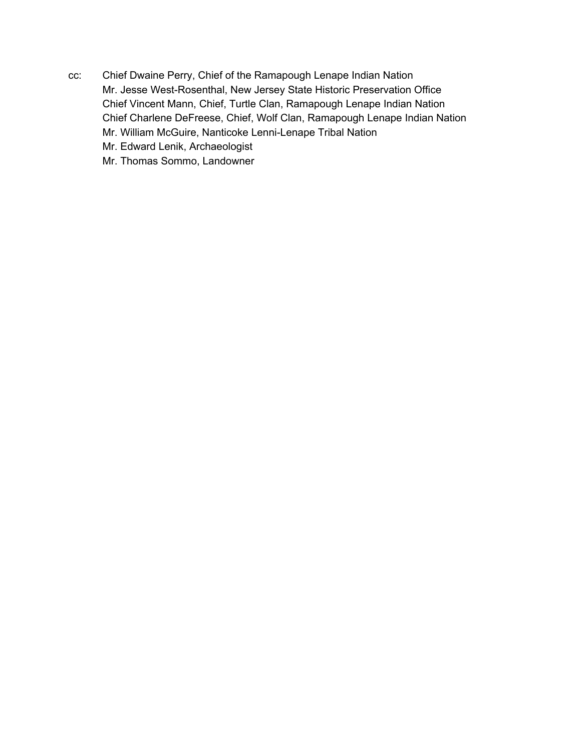cc: Chief Dwaine Perry, Chief of the Ramapough Lenape Indian Nation
Mr. Jesse West-Rosenthal, New Jersey State Historic Preservation Office
Chief Vincent Mann, Chief, Turtle Clan, Ramapough Lenape Indian Nation
Chief Charlene DeFreese, Chief, Wolf Clan, Ramapough Lenape Indian Nation
Mr. William McGuire, Nanticoke Lenni-Lenape Tribal Nation
Mr. Edward Lenik, Archaeologist
Mr. Thomas Sommo, Landowner